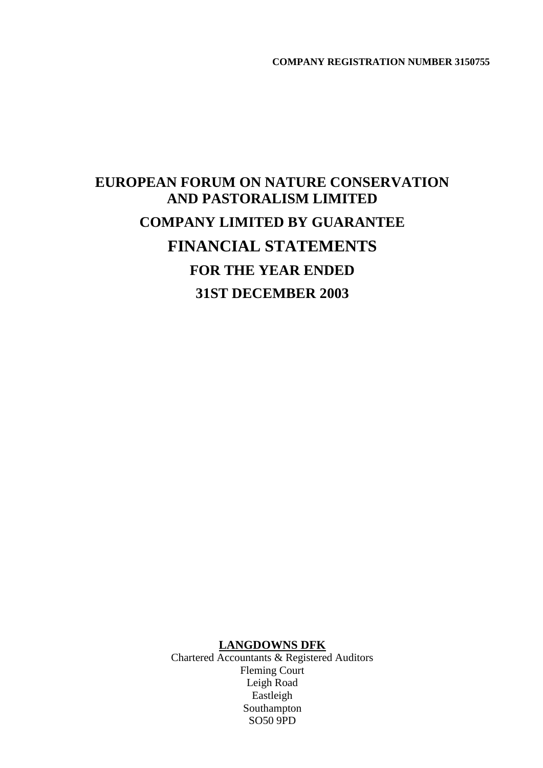**COMPANY REGISTRATION NUMBER 3150755**

# EUROPEAN FORUM ON NATURE CONSERVATION AND PASTORALISM LIMITED

## COMPANY LIMITED BY GUARANTEE

# FINANCIAL STATEMENTS

## FOR THE YEAR ENDED

## 31ST DECEMBER 2003

**LANGDOWNS DFK**
Chartered Accountants & Registered Auditors
Fleming Court
Leigh Road
Eastleigh
Southampton
SO50 9PD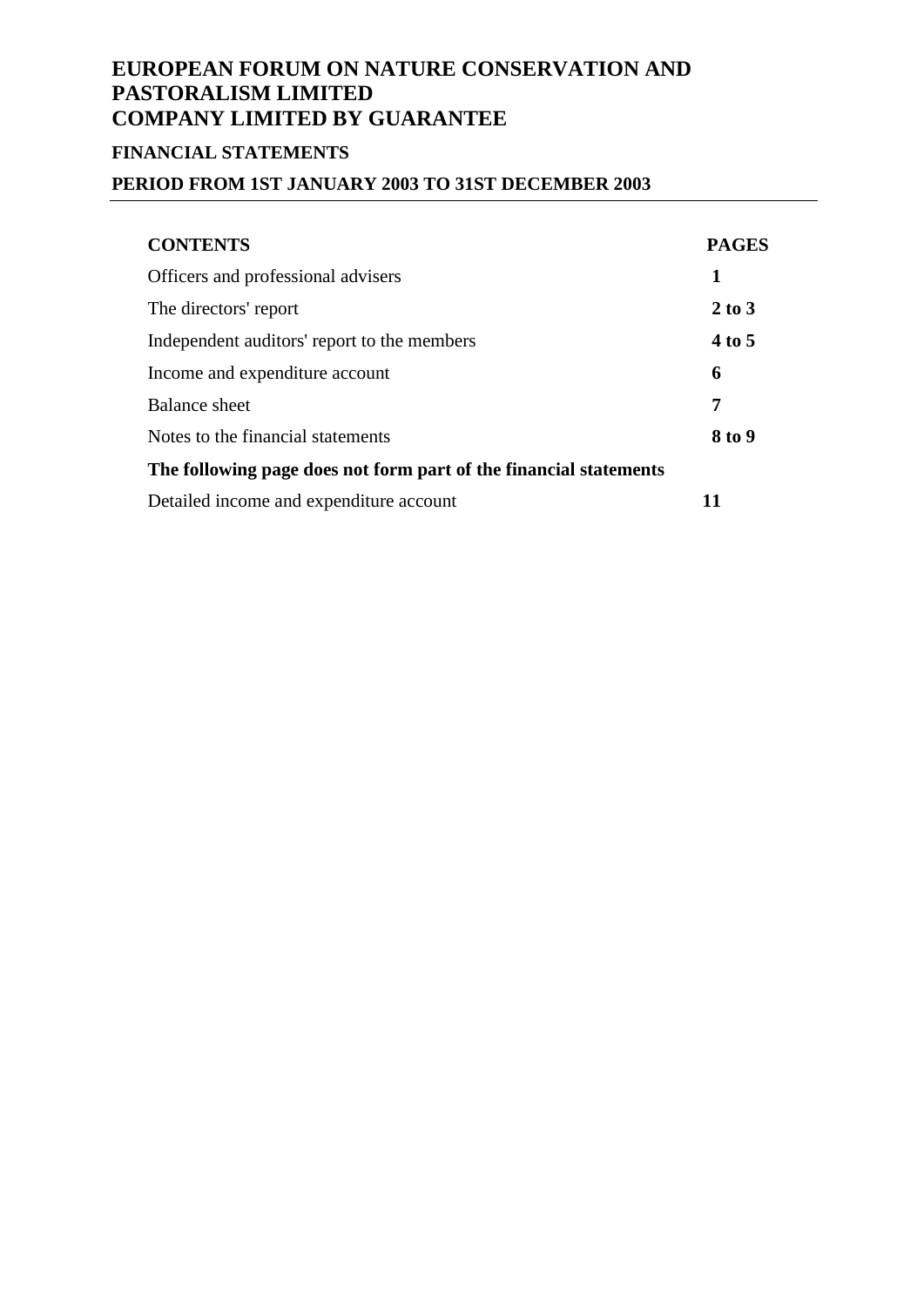# EUROPEAN FORUM ON NATURE CONSERVATION AND PASTORALISM LIMITED
# COMPANY LIMITED BY GUARANTEE

## FINANCIAL STATEMENTS

## PERIOD FROM 1ST JANUARY 2003 TO 31ST DECEMBER 2003

| CONTENTS | PAGES |
|---|---|
| Officers and professional advisers | **1** |
| The directors' report | **2 to 3** |
| Independent auditors' report to the members | **4 to 5** |
| Income and expenditure account | **6** |
| Balance sheet | **7** |
| Notes to the financial statements | **8 to 9** |
| **The following page does not form part of the financial statements** | |
| Detailed income and expenditure account | **11** |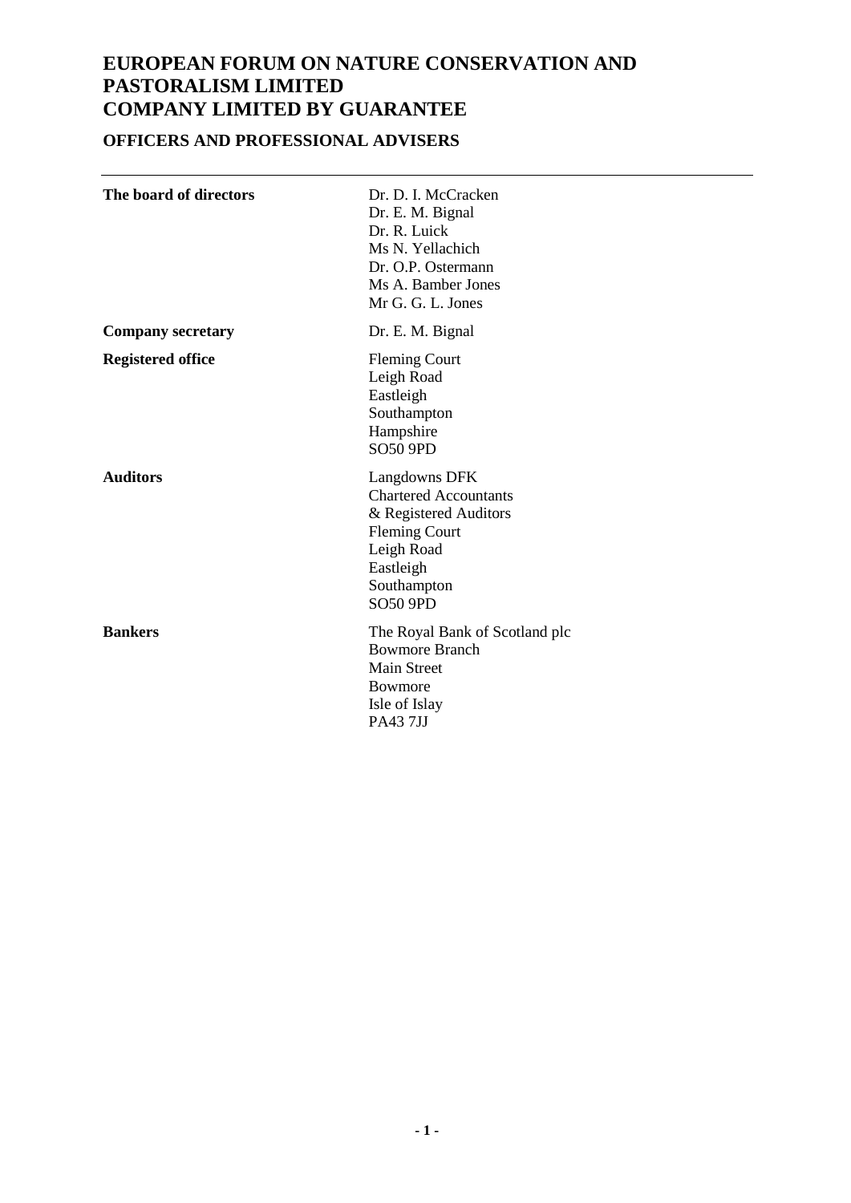# EUROPEAN FORUM ON NATURE CONSERVATION AND PASTORALISM LIMITED
# COMPANY LIMITED BY GUARANTEE

## OFFICERS AND PROFESSIONAL ADVISERS

| | |
|---|---|
| **The board of directors** | Dr. D. I. McCracken<br>Dr. E. M. Bignal<br>Dr. R. Luick<br>Ms N. Yellachich<br>Dr. O.P. Ostermann<br>Ms A. Bamber Jones<br>Mr G. G. L. Jones |
| **Company secretary** | Dr. E. M. Bignal |
| **Registered office** | Fleming Court<br>Leigh Road<br>Eastleigh<br>Southampton<br>Hampshire<br>SO50 9PD |
| **Auditors** | Langdowns DFK<br>Chartered Accountants<br>& Registered Auditors<br>Fleming Court<br>Leigh Road<br>Eastleigh<br>Southampton<br>SO50 9PD |
| **Bankers** | The Royal Bank of Scotland plc<br>Bowmore Branch<br>Main Street<br>Bowmore<br>Isle of Islay<br>PA43 7JJ |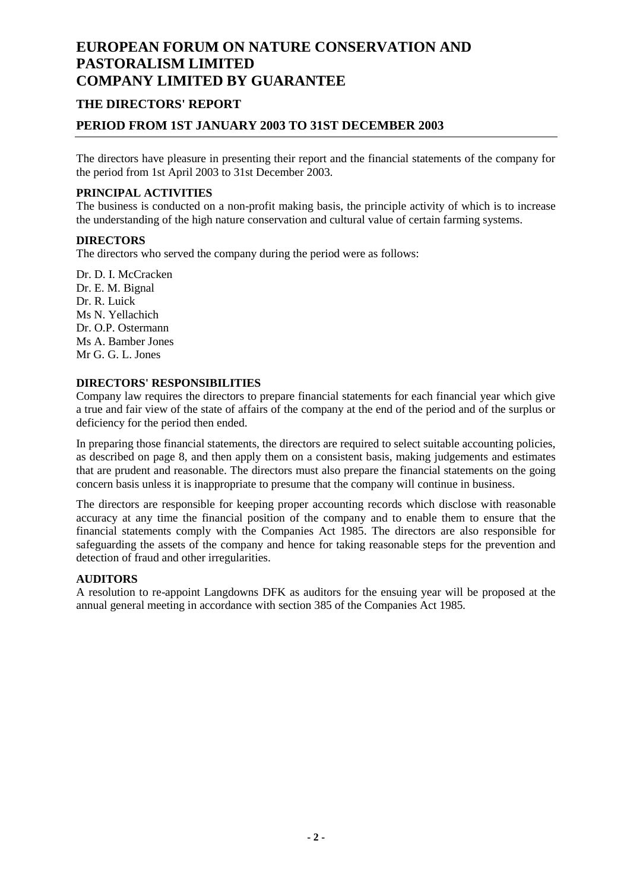# EUROPEAN FORUM ON NATURE CONSERVATION AND PASTORALISM LIMITED
# COMPANY LIMITED BY GUARANTEE

## THE DIRECTORS' REPORT

## PERIOD FROM 1ST JANUARY 2003 TO 31ST DECEMBER 2003

The directors have pleasure in presenting their report and the financial statements of the company for the period from 1st April 2003 to 31st December 2003.

**PRINCIPAL ACTIVITIES**

The business is conducted on a non-profit making basis, the principle activity of which is to increase the understanding of the high nature conservation and cultural value of certain farming systems.

**DIRECTORS**

The directors who served the company during the period were as follows:

Dr. D. I. McCracken
Dr. E. M. Bignal
Dr. R. Luick
Ms N. Yellachich
Dr. O.P. Ostermann
Ms A. Bamber Jones
Mr G. G. L. Jones

**DIRECTORS' RESPONSIBILITIES**

Company law requires the directors to prepare financial statements for each financial year which give a true and fair view of the state of affairs of the company at the end of the period and of the surplus or deficiency for the period then ended.

In preparing those financial statements, the directors are required to select suitable accounting policies, as described on page 8, and then apply them on a consistent basis, making judgements and estimates that are prudent and reasonable. The directors must also prepare the financial statements on the going concern basis unless it is inappropriate to presume that the company will continue in business.

The directors are responsible for keeping proper accounting records which disclose with reasonable accuracy at any time the financial position of the company and to enable them to ensure that the financial statements comply with the Companies Act 1985. The directors are also responsible for safeguarding the assets of the company and hence for taking reasonable steps for the prevention and detection of fraud and other irregularities.

**AUDITORS**

A resolution to re-appoint Langdowns DFK as auditors for the ensuing year will be proposed at the annual general meeting in accordance with section 385 of the Companies Act 1985.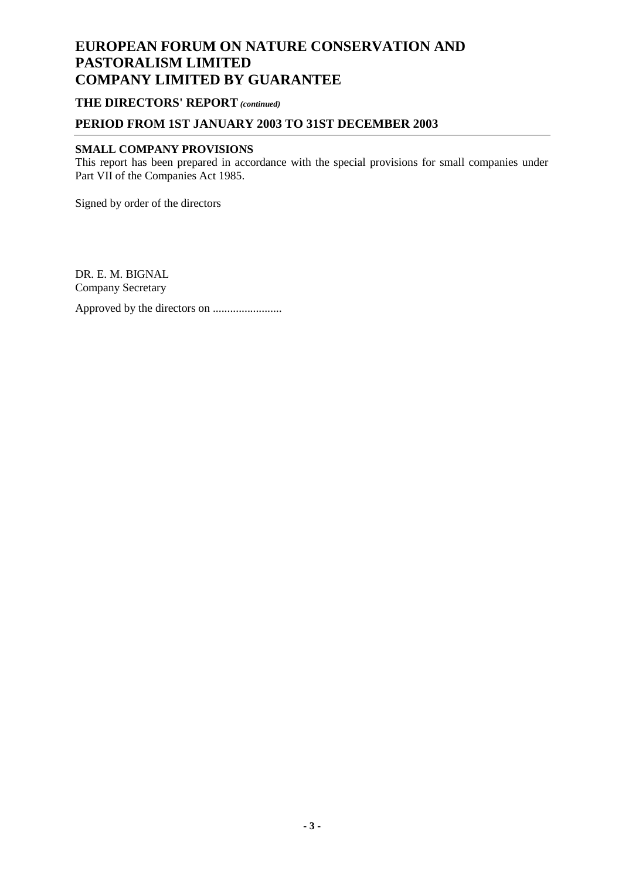# EUROPEAN FORUM ON NATURE CONSERVATION AND PASTORALISM LIMITED
# COMPANY LIMITED BY GUARANTEE

## THE DIRECTORS' REPORT *(continued)*

## PERIOD FROM 1ST JANUARY 2003 TO 31ST DECEMBER 2003

### SMALL COMPANY PROVISIONS

This report has been prepared in accordance with the special provisions for small companies under Part VII of the Companies Act 1985.

Signed by order of the directors

DR. E. M. BIGNAL
Company Secretary

Approved by the directors on ........................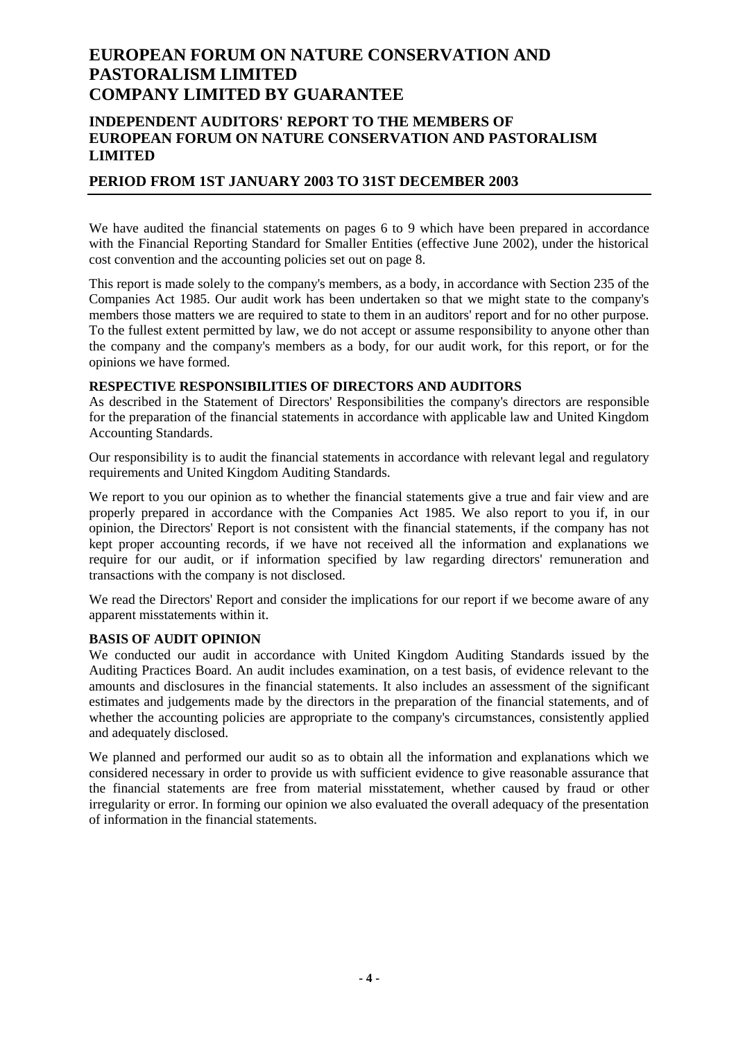# EUROPEAN FORUM ON NATURE CONSERVATION AND PASTORALISM LIMITED
# COMPANY LIMITED BY GUARANTEE

## INDEPENDENT AUDITORS' REPORT TO THE MEMBERS OF EUROPEAN FORUM ON NATURE CONSERVATION AND PASTORALISM LIMITED

## PERIOD FROM 1ST JANUARY 2003 TO 31ST DECEMBER 2003

We have audited the financial statements on pages 6 to 9 which have been prepared in accordance with the Financial Reporting Standard for Smaller Entities (effective June 2002), under the historical cost convention and the accounting policies set out on page 8.

This report is made solely to the company's members, as a body, in accordance with Section 235 of the Companies Act 1985. Our audit work has been undertaken so that we might state to the company's members those matters we are required to state to them in an auditors' report and for no other purpose. To the fullest extent permitted by law, we do not accept or assume responsibility to anyone other than the company and the company's members as a body, for our audit work, for this report, or for the opinions we have formed.

**RESPECTIVE RESPONSIBILITIES OF DIRECTORS AND AUDITORS**

As described in the Statement of Directors' Responsibilities the company's directors are responsible for the preparation of the financial statements in accordance with applicable law and United Kingdom Accounting Standards.

Our responsibility is to audit the financial statements in accordance with relevant legal and regulatory requirements and United Kingdom Auditing Standards.

We report to you our opinion as to whether the financial statements give a true and fair view and are properly prepared in accordance with the Companies Act 1985. We also report to you if, in our opinion, the Directors' Report is not consistent with the financial statements, if the company has not kept proper accounting records, if we have not received all the information and explanations we require for our audit, or if information specified by law regarding directors' remuneration and transactions with the company is not disclosed.

We read the Directors' Report and consider the implications for our report if we become aware of any apparent misstatements within it.

**BASIS OF AUDIT OPINION**

We conducted our audit in accordance with United Kingdom Auditing Standards issued by the Auditing Practices Board. An audit includes examination, on a test basis, of evidence relevant to the amounts and disclosures in the financial statements. It also includes an assessment of the significant estimates and judgements made by the directors in the preparation of the financial statements, and of whether the accounting policies are appropriate to the company's circumstances, consistently applied and adequately disclosed.

We planned and performed our audit so as to obtain all the information and explanations which we considered necessary in order to provide us with sufficient evidence to give reasonable assurance that the financial statements are free from material misstatement, whether caused by fraud or other irregularity or error. In forming our opinion we also evaluated the overall adequacy of the presentation of information in the financial statements.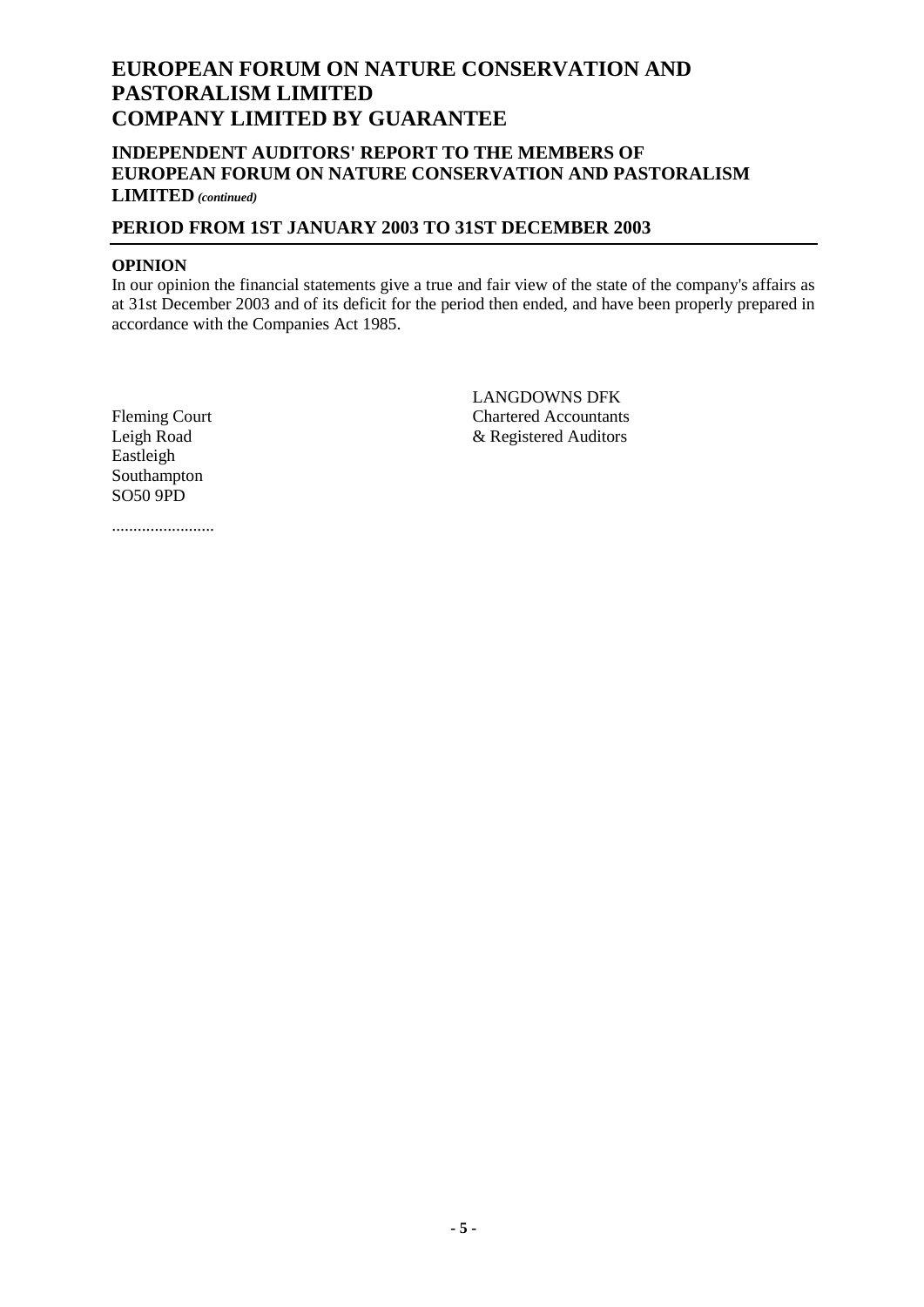# EUROPEAN FORUM ON NATURE CONSERVATION AND PASTORALISM LIMITED
# COMPANY LIMITED BY GUARANTEE

## INDEPENDENT AUDITORS' REPORT TO THE MEMBERS OF EUROPEAN FORUM ON NATURE CONSERVATION AND PASTORALISM LIMITED *(continued)*

## PERIOD FROM 1ST JANUARY 2003 TO 31ST DECEMBER 2003

**OPINION**

In our opinion the financial statements give a true and fair view of the state of the company's affairs as at 31st December 2003 and of its deficit for the period then ended, and have been properly prepared in accordance with the Companies Act 1985.

LANGDOWNS DFK
Chartered Accountants
& Registered Auditors

Fleming Court
Leigh Road
Eastleigh
Southampton
SO50 9PD

........................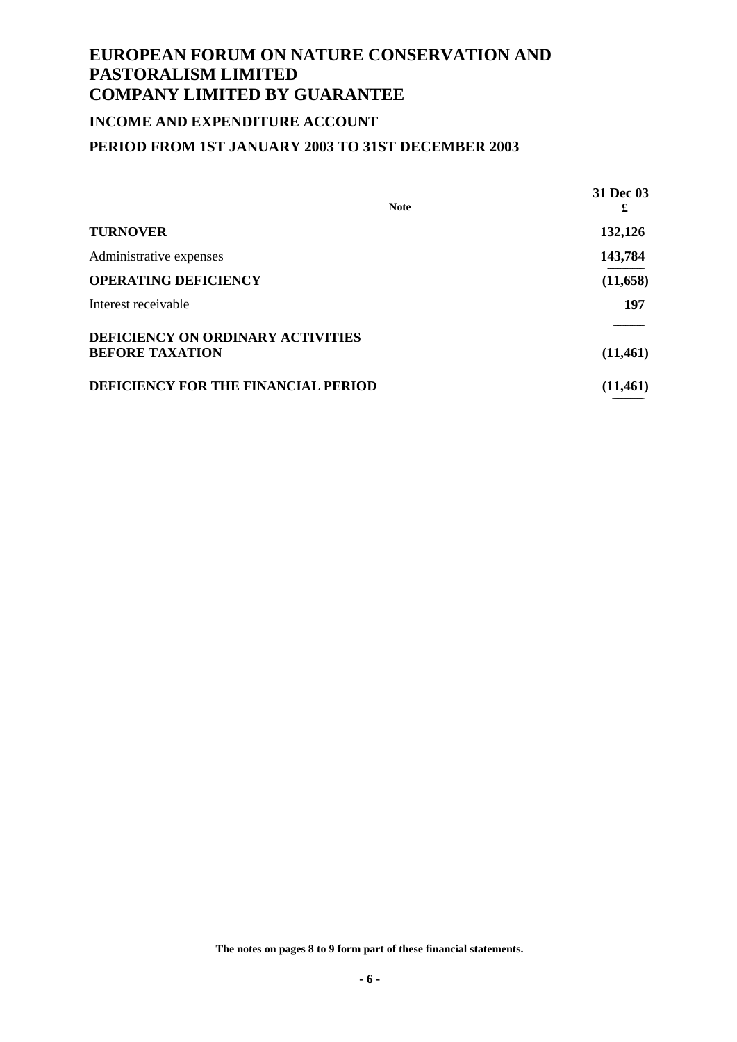# EUROPEAN FORUM ON NATURE CONSERVATION AND PASTORALISM LIMITED
# COMPANY LIMITED BY GUARANTEE

## INCOME AND EXPENDITURE ACCOUNT

## PERIOD FROM 1ST JANUARY 2003 TO 31ST DECEMBER 2003

| | Note | 31 Dec 03<br>£ |
|---|---|---|
| **TURNOVER** | | **132,126** |
| Administrative expenses | | **143,784** |
| **OPERATING DEFICIENCY** | | **(11,658)** |
| Interest receivable | | **197** |
| **DEFICIENCY ON ORDINARY ACTIVITIES BEFORE TAXATION** | | **(11,461)** |
| **DEFICIENCY FOR THE FINANCIAL PERIOD** | | **(11,461)** |

**The notes on pages 8 to 9 form part of these financial statements.**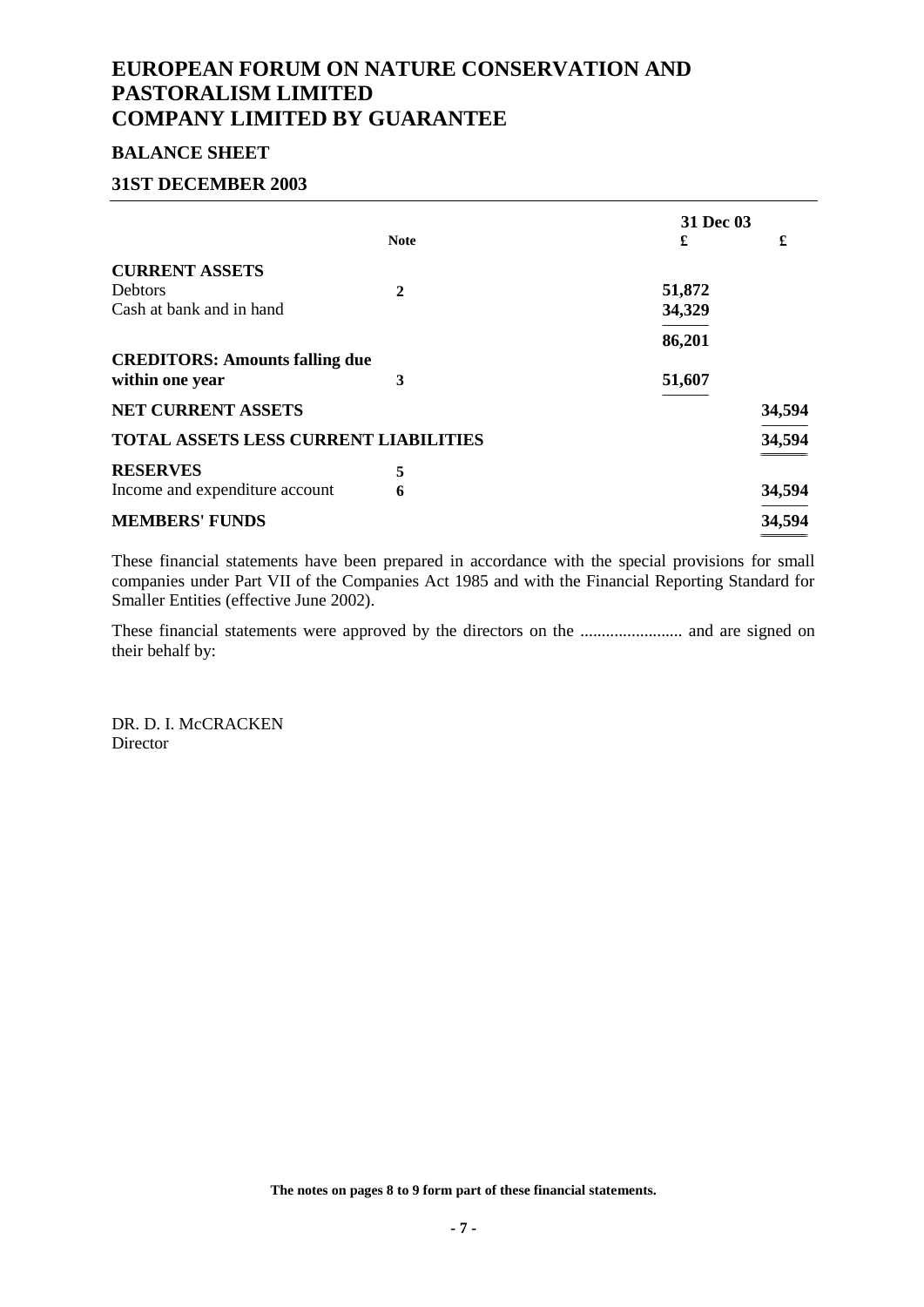# EUROPEAN FORUM ON NATURE CONSERVATION AND PASTORALISM LIMITED
# COMPANY LIMITED BY GUARANTEE

## BALANCE SHEET

## 31ST DECEMBER 2003

| | Note | 31 Dec 03 £ | £ |
|---|---|---|---|
| **CURRENT ASSETS** | | | |
| Debtors | 2 | 51,872 | |
| Cash at bank and in hand | | 34,329 | |
| | | 86,201 | |
| **CREDITORS: Amounts falling due within one year** | 3 | 51,607 | |
| **NET CURRENT ASSETS** | | | 34,594 |
| **TOTAL ASSETS LESS CURRENT LIABILITIES** | | | 34,594 |
| **RESERVES** | 5 | | |
| Income and expenditure account | 6 | | 34,594 |
| **MEMBERS' FUNDS** | | | 34,594 |

These financial statements have been prepared in accordance with the special provisions for small companies under Part VII of the Companies Act 1985 and with the Financial Reporting Standard for Smaller Entities (effective June 2002).

These financial statements were approved by the directors on the ........................ and are signed on their behalf by:

DR. D. I. McCRACKEN
Director

**The notes on pages 8 to 9 form part of these financial statements.**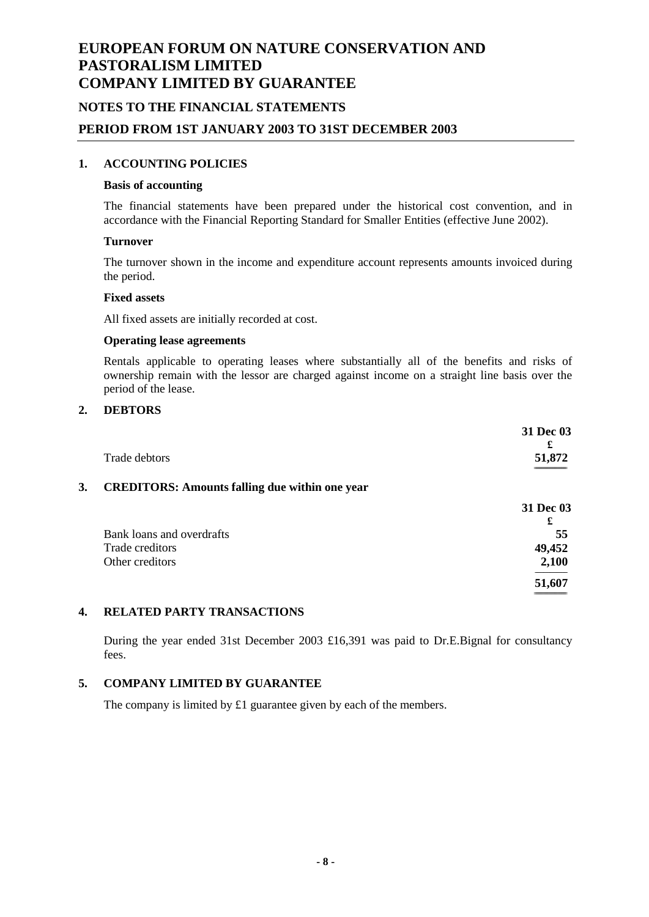# EUROPEAN FORUM ON NATURE CONSERVATION AND PASTORALISM LIMITED
# COMPANY LIMITED BY GUARANTEE

## NOTES TO THE FINANCIAL STATEMENTS

## PERIOD FROM 1ST JANUARY 2003 TO 31ST DECEMBER 2003

### 1. ACCOUNTING POLICIES

**Basis of accounting**

The financial statements have been prepared under the historical cost convention, and in accordance with the Financial Reporting Standard for Smaller Entities (effective June 2002).

**Turnover**

The turnover shown in the income and expenditure account represents amounts invoiced during the period.

**Fixed assets**

All fixed assets are initially recorded at cost.

**Operating lease agreements**

Rentals applicable to operating leases where substantially all of the benefits and risks of ownership remain with the lessor are charged against income on a straight line basis over the period of the lease.

### 2. DEBTORS

| | 31 Dec 03 |
|---|---|
| | £ |
| Trade debtors | 51,872 |

### 3. CREDITORS: Amounts falling due within one year

| | 31 Dec 03 |
|---|---|
| | £ |
| Bank loans and overdrafts | 55 |
| Trade creditors | 49,452 |
| Other creditors | 2,100 |
| | 51,607 |

### 4. RELATED PARTY TRANSACTIONS

During the year ended 31st December 2003 £16,391 was paid to Dr.E.Bignal for consultancy fees.

### 5. COMPANY LIMITED BY GUARANTEE

The company is limited by £1 guarantee given by each of the members.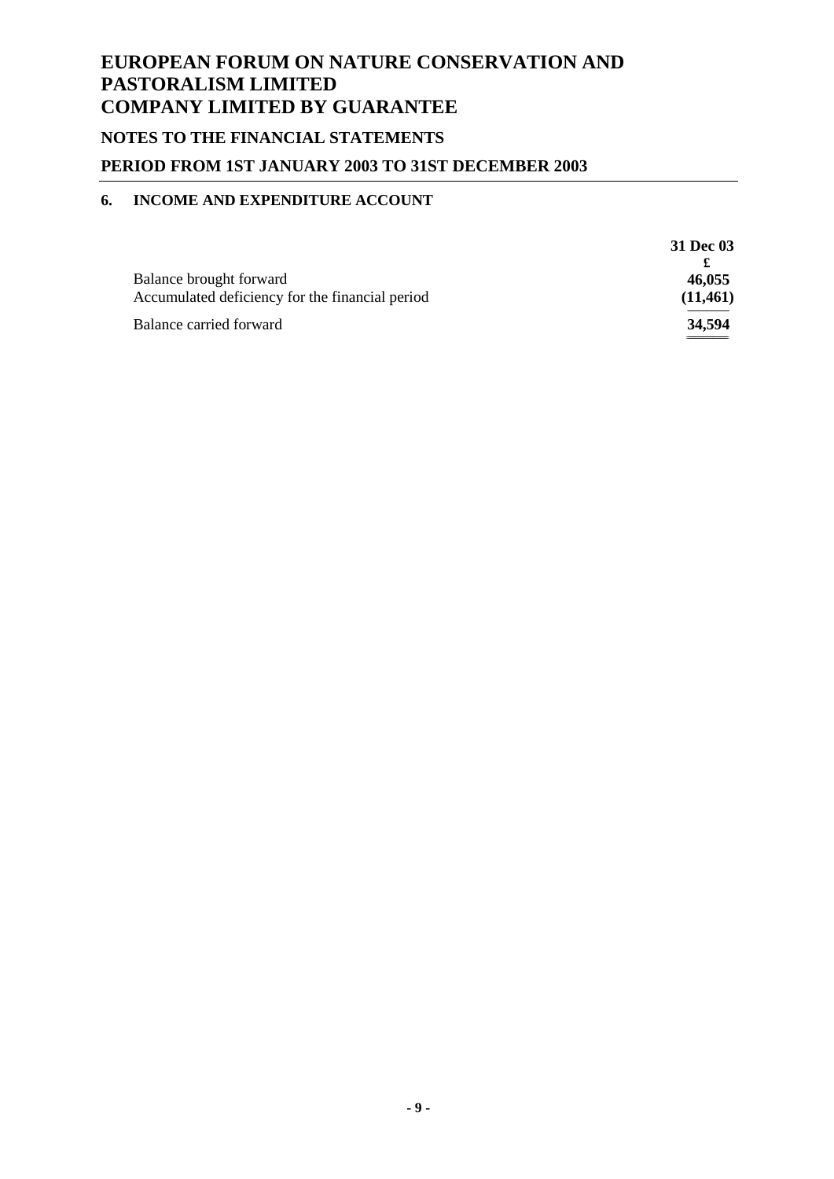# EUROPEAN FORUM ON NATURE CONSERVATION AND PASTORALISM LIMITED
# COMPANY LIMITED BY GUARANTEE

## NOTES TO THE FINANCIAL STATEMENTS

## PERIOD FROM 1ST JANUARY 2003 TO 31ST DECEMBER 2003

### 6. INCOME AND EXPENDITURE ACCOUNT

| | 31 Dec 03 |
|---|---|
| | £ |
| Balance brought forward | 46,055 |
| Accumulated deficiency for the financial period | (11,461) |
| Balance carried forward | 34,594 |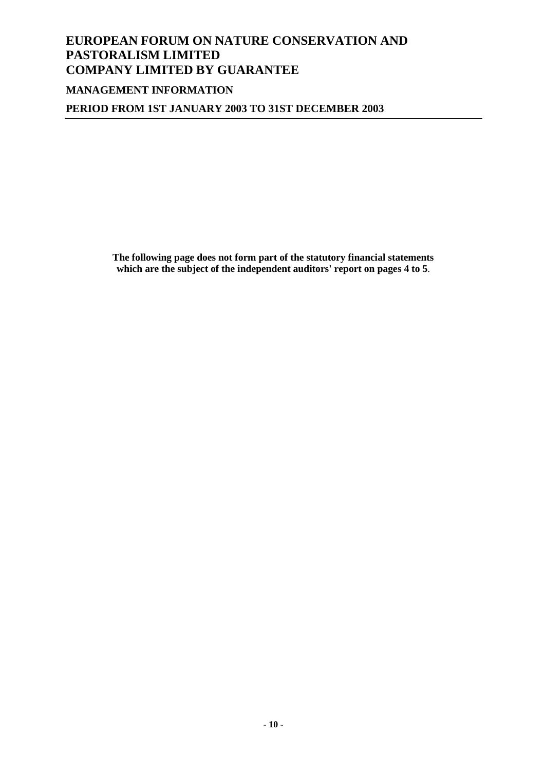# EUROPEAN FORUM ON NATURE CONSERVATION AND PASTORALISM LIMITED
# COMPANY LIMITED BY GUARANTEE

## MANAGEMENT INFORMATION

## PERIOD FROM 1ST JANUARY 2003 TO 31ST DECEMBER 2003

**The following page does not form part of the statutory financial statements which are the subject of the independent auditors' report on pages 4 to 5**.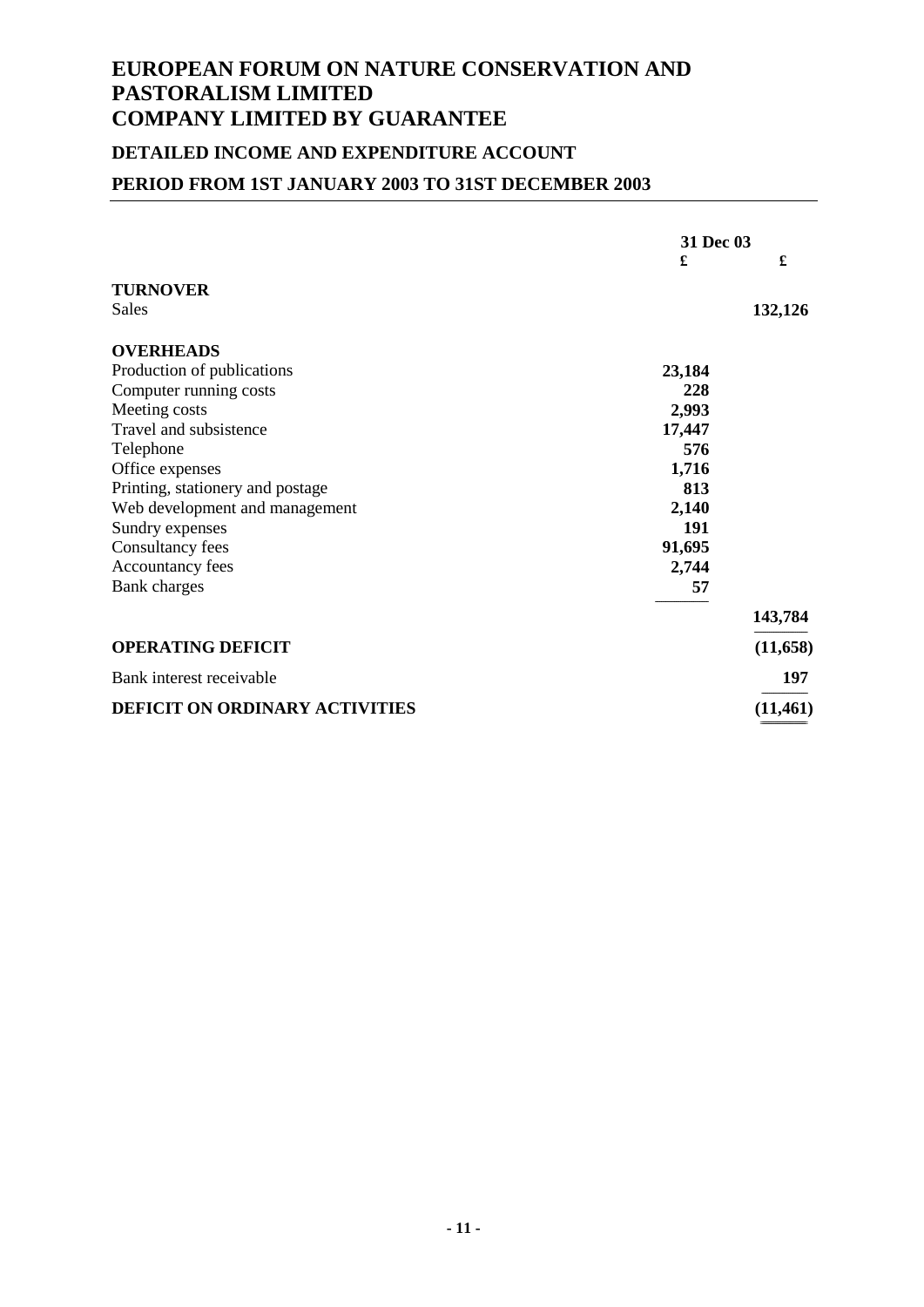# EUROPEAN FORUM ON NATURE CONSERVATION AND PASTORALISM LIMITED
# COMPANY LIMITED BY GUARANTEE

## DETAILED INCOME AND EXPENDITURE ACCOUNT

## PERIOD FROM 1ST JANUARY 2003 TO 31ST DECEMBER 2003

| | 31 Dec 03 £ | £ |
|---|---|---|
| **TURNOVER** | | |
| Sales | | **132,126** |
| **OVERHEADS** | | |
| Production of publications | **23,184** | |
| Computer running costs | **228** | |
| Meeting costs | **2,993** | |
| Travel and subsistence | **17,447** | |
| Telephone | **576** | |
| Office expenses | **1,716** | |
| Printing, stationery and postage | **813** | |
| Web development and management | **2,140** | |
| Sundry expenses | **191** | |
| Consultancy fees | **91,695** | |
| Accountancy fees | **2,744** | |
| Bank charges | **57** | |
| | | **143,784** |
| **OPERATING DEFICIT** | | **(11,658)** |
| Bank interest receivable | | **197** |
| **DEFICIT ON ORDINARY ACTIVITIES** | | **(11,461)** |